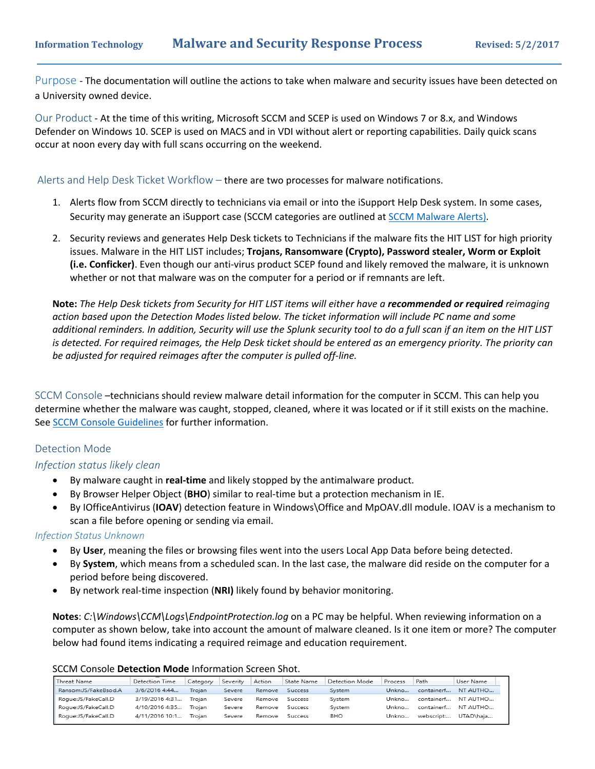Information Technology **Malware and Security Response Process** Revised: 5/2/2017

Purpose - The documentation will outline the actions to take when malware and security issues have been detected on a University owned device.

Our Product - At the time of this writing, Microsoft SCCM and SCEP is used on Windows 7 or 8.x, and Windows Defender on Windows 10. SCEP is used on MACS and in VDI without alert or reporting capabilities. Daily quick scans occur at noon every day with full scans occurring on the weekend.

Alerts and Help Desk Ticket Workflow – there are two processes for malware notifications.

1. Alerts flow from SCCM directly to technicians via email or into the iSupport Help Desk system. In some cases, Security may generate an iSupport case (SCCM categories are outlined at SCCM Malware Alerts).
2. Security reviews and generates Help Desk tickets to Technicians if the malware fits the HIT LIST for high priority issues. Malware in the HIT LIST includes; **Trojans, Ransomware (Crypto), Password stealer, Worm or Exploit (i.e. Conficker)**. Even though our anti-virus product SCEP found and likely removed the malware, it is unknown whether or not that malware was on the computer for a period or if remnants are left.

**Note:** *The Help Desk tickets from Security for HIT LIST items will either have a* ***recommended or required*** *reimaging action based upon the Detection Modes listed below. The ticket information will include PC name and some additional reminders. In addition, Security will use the Splunk security tool to do a full scan if an item on the HIT LIST is detected. For required reimages, the Help Desk ticket should be entered as an emergency priority. The priority can be adjusted for required reimages after the computer is pulled off-line.*

SCCM Console –technicians should review malware detail information for the computer in SCCM. This can help you determine whether the malware was caught, stopped, cleaned, where it was located or if it still exists on the machine. See SCCM Console Guidelines for further information.

## Detection Mode

### *Infection status likely clean*

- By malware caught in **real-time** and likely stopped by the antimalware product.
- By Browser Helper Object (**BHO**) similar to real-time but a protection mechanism in IE.
- By IOfficeAntivirus (**IOAV**) detection feature in Windows\Office and MpOAV.dll module. IOAV is a mechanism to scan a file before opening or sending via email.

### *Infection Status Unknown*

- By **User**, meaning the files or browsing files went into the users Local App Data before being detected.
- By **System**, which means from a scheduled scan. In the last case, the malware did reside on the computer for a period before being discovered.
- By network real-time inspection (**NRI)** likely found by behavior monitoring.

**Notes**: *C:\Windows\CCM\Logs\EndpointProtection.log* on a PC may be helpful. When reviewing information on a computer as shown below, take into account the amount of malware cleaned. Is it one item or more? The computer below had found items indicating a required reimage and education requirement.

SCCM Console **Detection Mode** Information Screen Shot.

| Threat Name | Detection Time | Category | Severity | Action | State Name | Detection Mode | Process | Path | User Name |
|---|---|---|---|---|---|---|---|---|---|
| Ransom:JS/FakeBsod.A | 3/6/2016 4:44... | Trojan | Severe | Remove | Success | System | Unkno... | containerf... | NT AUTHO... |
| Rogue:JS/FakeCall.D | 3/19/2016 4:31... | Trojan | Severe | Remove | Success | System | Unkno... | containerf... | NT AUTHO... |
| Rogue:JS/FakeCall.D | 4/10/2016 4:35... | Trojan | Severe | Remove | Success | System | Unkno... | containerf... | NT AUTHO... |
| Rogue:JS/FakeCall.D | 4/11/2016 10:1... | Trojan | Severe | Remove | Success | BHO | Unkno... | webscript:... | UTAD\haja... |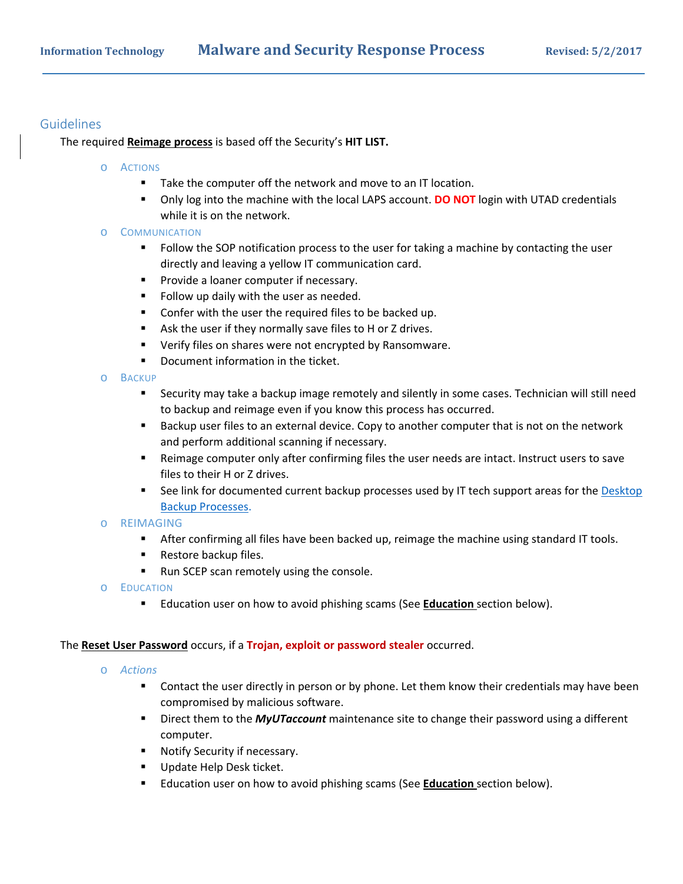## Guidelines

The required **Reimage process** is based off the Security's **HIT LIST.**

- ACTIONS
  - Take the computer off the network and move to an IT location.
  - Only log into the machine with the local LAPS account. **DO NOT** login with UTAD credentials while it is on the network.
- COMMUNICATION
  - Follow the SOP notification process to the user for taking a machine by contacting the user directly and leaving a yellow IT communication card.
  - Provide a loaner computer if necessary.
  - Follow up daily with the user as needed.
  - Confer with the user the required files to be backed up.
  - Ask the user if they normally save files to H or Z drives.
  - Verify files on shares were not encrypted by Ransomware.
  - Document information in the ticket.
- BACKUP
  - Security may take a backup image remotely and silently in some cases. Technician will still need to backup and reimage even if you know this process has occurred.
  - Backup user files to an external device. Copy to another computer that is not on the network and perform additional scanning if necessary.
  - Reimage computer only after confirming files the user needs are intact. Instruct users to save files to their H or Z drives.
  - See link for documented current backup processes used by IT tech support areas for the Desktop Backup Processes.
- REIMAGING
  - After confirming all files have been backed up, reimage the machine using standard IT tools.
  - Restore backup files.
  - Run SCEP scan remotely using the console.
- EDUCATION
  - Education user on how to avoid phishing scams (See **Education** section below).

The **Reset User Password** occurs, if a **Trojan, exploit or password stealer** occurred.

- *Actions*
  - Contact the user directly in person or by phone. Let them know their credentials may have been compromised by malicious software.
  - Direct them to the ***MyUTaccount*** maintenance site to change their password using a different computer.
  - Notify Security if necessary.
  - Update Help Desk ticket.
  - Education user on how to avoid phishing scams (See **Education** section below).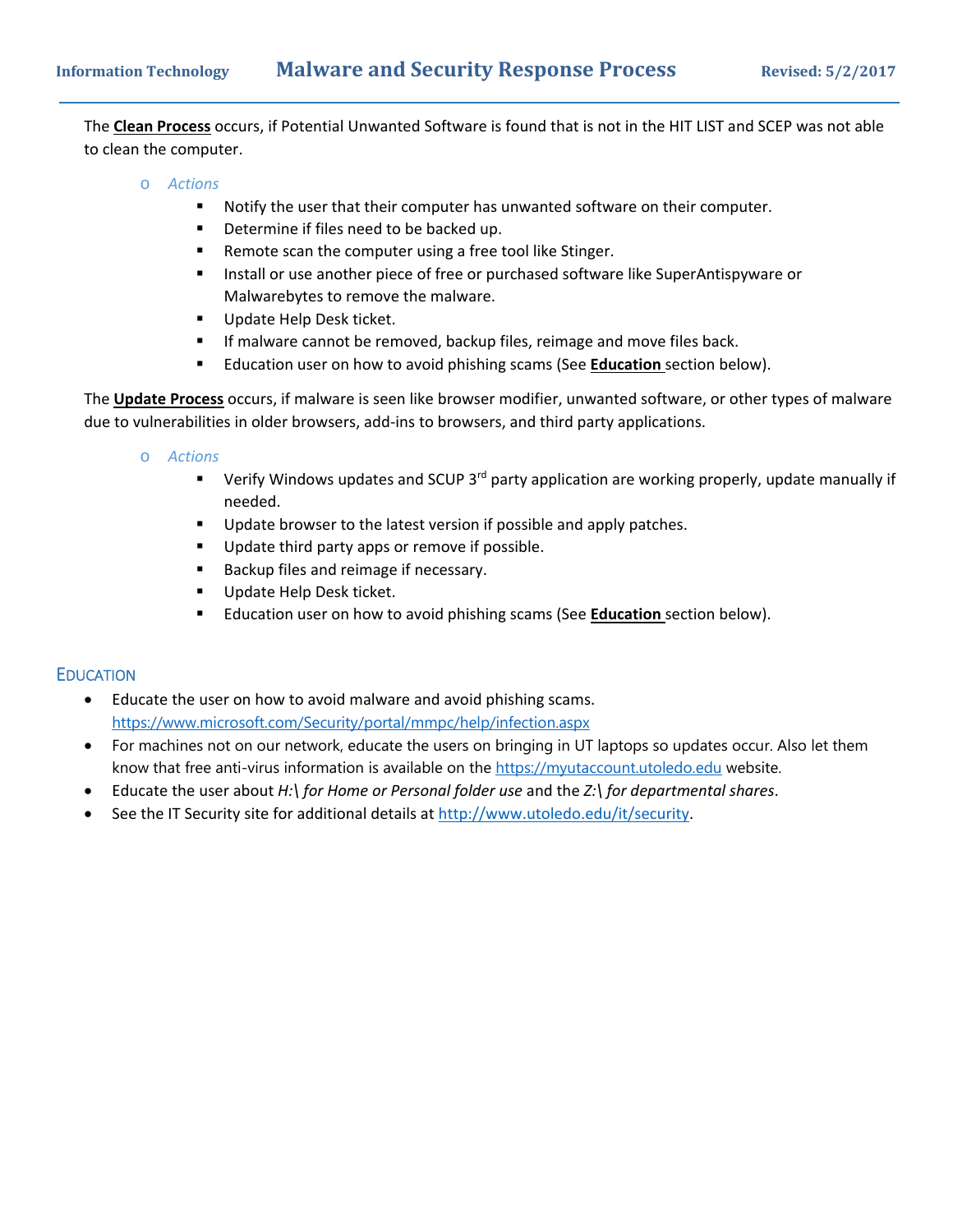The **Clean Process** occurs, if Potential Unwanted Software is found that is not in the HIT LIST and SCEP was not able to clean the computer.

- *Actions*
  - Notify the user that their computer has unwanted software on their computer.
  - Determine if files need to be backed up.
  - Remote scan the computer using a free tool like Stinger.
  - Install or use another piece of free or purchased software like SuperAntispyware or Malwarebytes to remove the malware.
  - Update Help Desk ticket.
  - If malware cannot be removed, backup files, reimage and move files back.
  - Education user on how to avoid phishing scams (See **Education** section below).

The **Update Process** occurs, if malware is seen like browser modifier, unwanted software, or other types of malware due to vulnerabilities in older browsers, add-ins to browsers, and third party applications.

- *Actions*
  - Verify Windows updates and SCUP 3rd party application are working properly, update manually if needed.
  - Update browser to the latest version if possible and apply patches.
  - Update third party apps or remove if possible.
  - Backup files and reimage if necessary.
  - Update Help Desk ticket.
  - Education user on how to avoid phishing scams (See **Education** section below).

## Education

- Educate the user on how to avoid malware and avoid phishing scams. https://www.microsoft.com/Security/portal/mmpc/help/infection.aspx
- For machines not on our network, educate the users on bringing in UT laptops so updates occur. Also let them know that free anti-virus information is available on the https://myutaccount.utoledo.edu website.
- Educate the user about *H:\ for Home or Personal folder use* and the *Z:\ for departmental shares*.
- See the IT Security site for additional details at http://www.utoledo.edu/it/security.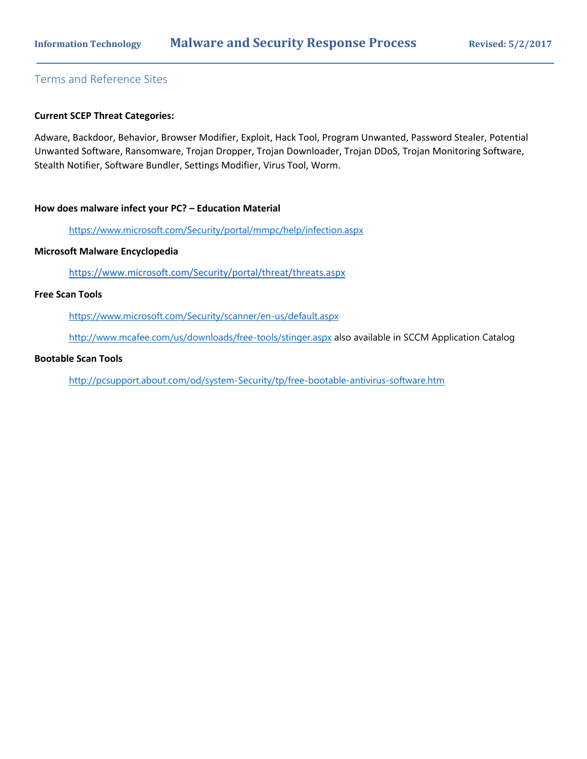## Terms and Reference Sites

**Current SCEP Threat Categories:**

Adware, Backdoor, Behavior, Browser Modifier, Exploit, Hack Tool, Program Unwanted, Password Stealer, Potential Unwanted Software, Ransomware, Trojan Dropper, Trojan Downloader, Trojan DDoS, Trojan Monitoring Software, Stealth Notifier, Software Bundler, Settings Modifier, Virus Tool, Worm.

**How does malware infect your PC? – Education Material**

https://www.microsoft.com/Security/portal/mmpc/help/infection.aspx

**Microsoft Malware Encyclopedia**

https://www.microsoft.com/Security/portal/threat/threats.aspx

**Free Scan Tools**

https://www.microsoft.com/Security/scanner/en-us/default.aspx

http://www.mcafee.com/us/downloads/free-tools/stinger.aspx also available in SCCM Application Catalog

**Bootable Scan Tools**

http://pcsupport.about.com/od/system-Security/tp/free-bootable-antivirus-software.htm